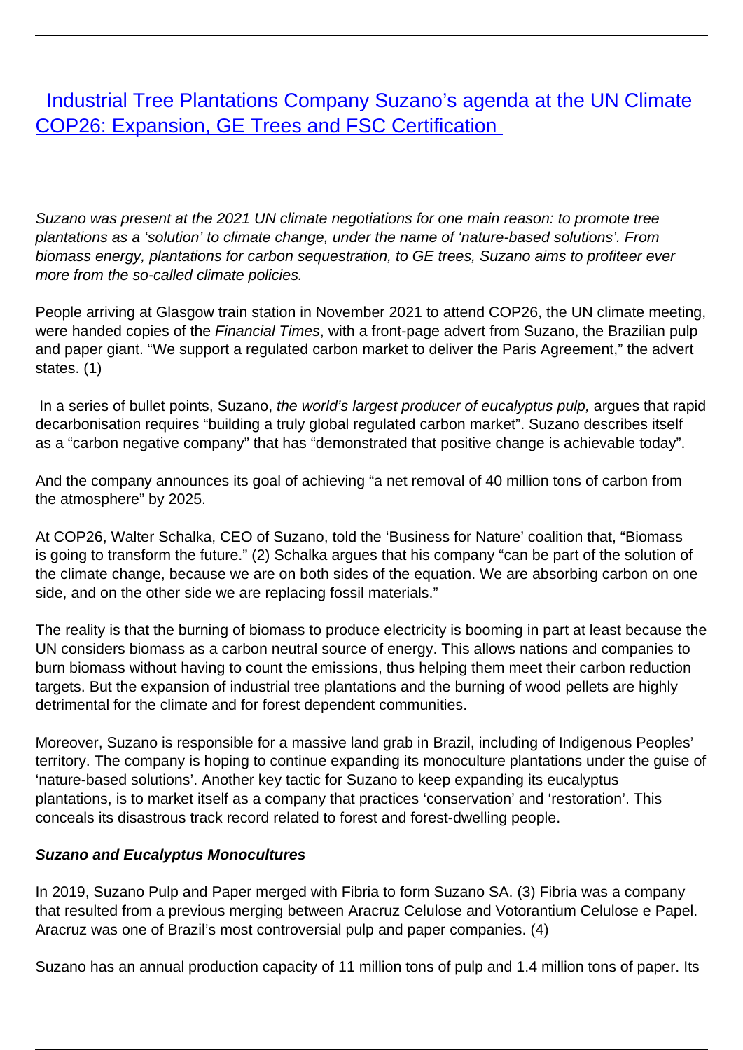# [Industrial Tree Plantations Company Suzano's agenda at the UN Climate COP26: Expansion, GE Trees and FSC Certification]

*Suzano was present at the 2021 UN climate negotiations for one main reason: to promote tree plantations as a 'solution' to climate change, under the name of 'nature-based solutions'. From biomass energy, plantations for carbon sequestration, to GE trees, Suzano aims to profiteer ever more from the so-called climate policies.*

People arriving at Glasgow train station in November 2021 to attend COP26, the UN climate meeting, were handed copies of the *Financial Times*, with a front-page advert from Suzano, the Brazilian pulp and paper giant. "We support a regulated carbon market to deliver the Paris Agreement," the advert states. (1)

In a series of bullet points, Suzano, *the world's largest producer of eucalyptus pulp,* argues that rapid decarbonisation requires "building a truly global regulated carbon market". Suzano describes itself as a "carbon negative company" that has "demonstrated that positive change is achievable today".

And the company announces its goal of achieving "a net removal of 40 million tons of carbon from the atmosphere" by 2025.

At COP26, Walter Schalka, CEO of Suzano, told the 'Business for Nature' coalition that, "Biomass is going to transform the future." (2) Schalka argues that his company "can be part of the solution of the climate change, because we are on both sides of the equation. We are absorbing carbon on one side, and on the other side we are replacing fossil materials."

The reality is that the burning of biomass to produce electricity is booming in part at least because the UN considers biomass as a carbon neutral source of energy. This allows nations and companies to burn biomass without having to count the emissions, thus helping them meet their carbon reduction targets. But the expansion of industrial tree plantations and the burning of wood pellets are highly detrimental for the climate and for forest dependent communities.

Moreover, Suzano is responsible for a massive land grab in Brazil, including of Indigenous Peoples' territory. The company is hoping to continue expanding its monoculture plantations under the guise of 'nature-based solutions'. Another key tactic for Suzano to keep expanding its eucalyptus plantations, is to market itself as a company that practices 'conservation' and 'restoration'. This conceals its disastrous track record related to forest and forest-dwelling people.

***Suzano and Eucalyptus Monocultures***

In 2019, Suzano Pulp and Paper merged with Fibria to form Suzano SA. (3) Fibria was a company that resulted from a previous merging between Aracruz Celulose and Votorantium Celulose e Papel. Aracruz was one of Brazil's most controversial pulp and paper companies. (4)

Suzano has an annual production capacity of 11 million tons of pulp and 1.4 million tons of paper. Its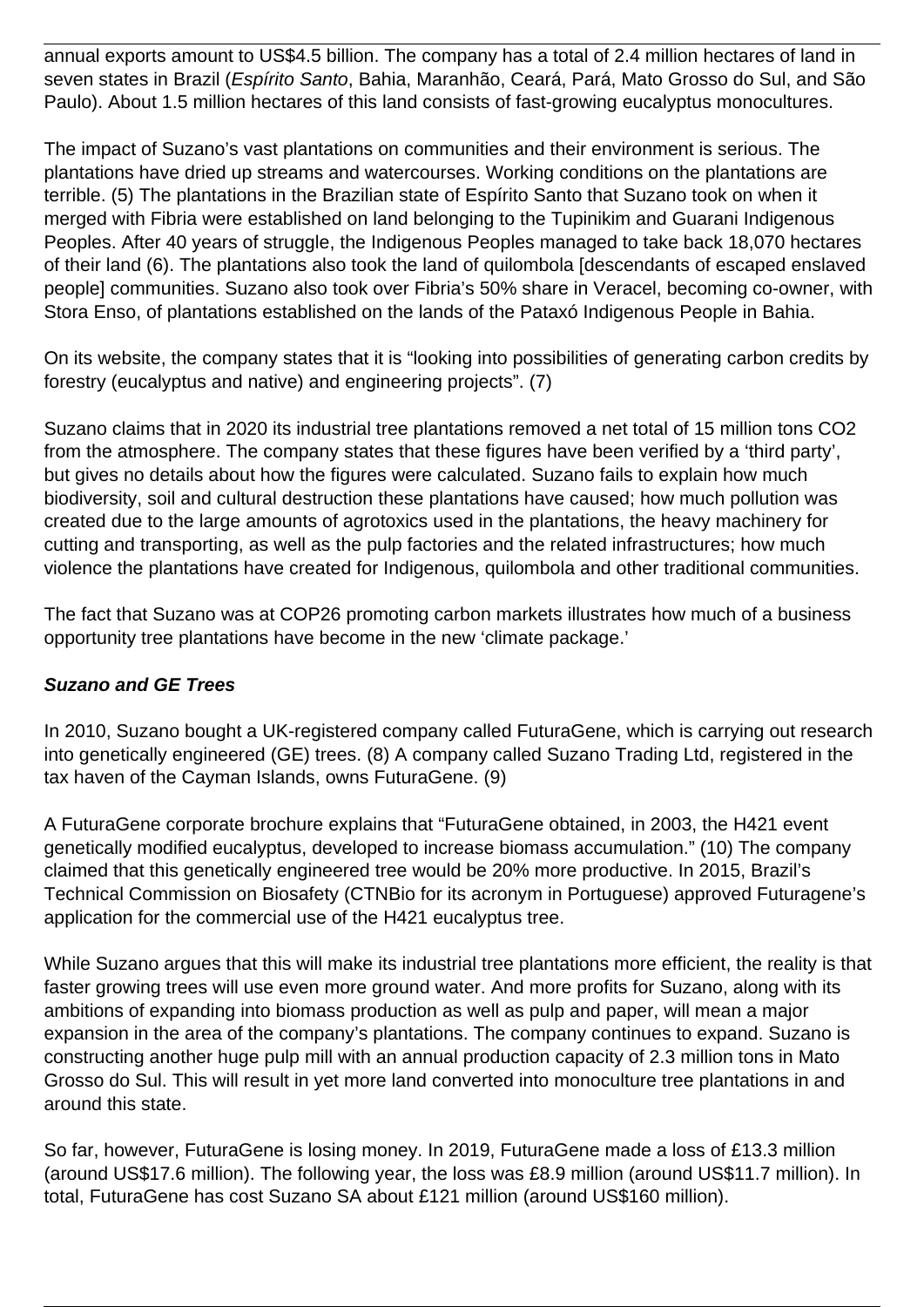annual exports amount to US$4.5 billion. The company has a total of 2.4 million hectares of land in seven states in Brazil (*Espírito Santo*, Bahia, Maranhão, Ceará, Pará, Mato Grosso do Sul, and São Paulo). About 1.5 million hectares of this land consists of fast-growing eucalyptus monocultures.

The impact of Suzano's vast plantations on communities and their environment is serious. The plantations have dried up streams and watercourses. Working conditions on the plantations are terrible. (5) The plantations in the Brazilian state of Espírito Santo that Suzano took on when it merged with Fibria were established on land belonging to the Tupinikim and Guarani Indigenous Peoples. After 40 years of struggle, the Indigenous Peoples managed to take back 18,070 hectares of their land (6). The plantations also took the land of quilombola [descendants of escaped enslaved people] communities. Suzano also took over Fibria's 50% share in Veracel, becoming co-owner, with Stora Enso, of plantations established on the lands of the Pataxó Indigenous People in Bahia.

On its website, the company states that it is "looking into possibilities of generating carbon credits by forestry (eucalyptus and native) and engineering projects". (7)

Suzano claims that in 2020 its industrial tree plantations removed a net total of 15 million tons $CO_2$ from the atmosphere. The company states that these figures have been verified by a 'third party', but gives no details about how the figures were calculated. Suzano fails to explain how much biodiversity, soil and cultural destruction these plantations have caused; how much pollution was created due to the large amounts of agrotoxics used in the plantations, the heavy machinery for cutting and transporting, as well as the pulp factories and the related infrastructures; how much violence the plantations have created for Indigenous, quilombola and other traditional communities.

The fact that Suzano was at COP26 promoting carbon markets illustrates how much of a business opportunity tree plantations have become in the new 'climate package.'

***Suzano and GE Trees***

In 2010, Suzano bought a UK-registered company called FuturaGene, which is carrying out research into genetically engineered (GE) trees. (8) A company called Suzano Trading Ltd, registered in the tax haven of the Cayman Islands, owns FuturaGene. (9)

A FuturaGene corporate brochure explains that "FuturaGene obtained, in 2003, the H421 event genetically modified eucalyptus, developed to increase biomass accumulation." (10) The company claimed that this genetically engineered tree would be 20% more productive. In 2015, Brazil's Technical Commission on Biosafety (CTNBio for its acronym in Portuguese) approved Futuragene's application for the commercial use of the H421 eucalyptus tree.

While Suzano argues that this will make its industrial tree plantations more efficient, the reality is that faster growing trees will use even more ground water. And more profits for Suzano, along with its ambitions of expanding into biomass production as well as pulp and paper, will mean a major expansion in the area of the company's plantations. The company continues to expand. Suzano is constructing another huge pulp mill with an annual production capacity of 2.3 million tons in Mato Grosso do Sul. This will result in yet more land converted into monoculture tree plantations in and around this state.

So far, however, FuturaGene is losing money. In 2019, FuturaGene made a loss of £13.3 million (around US$17.6 million). The following year, the loss was £8.9 million (around US$11.7 million). In total, FuturaGene has cost Suzano SA about £121 million (around US$160 million).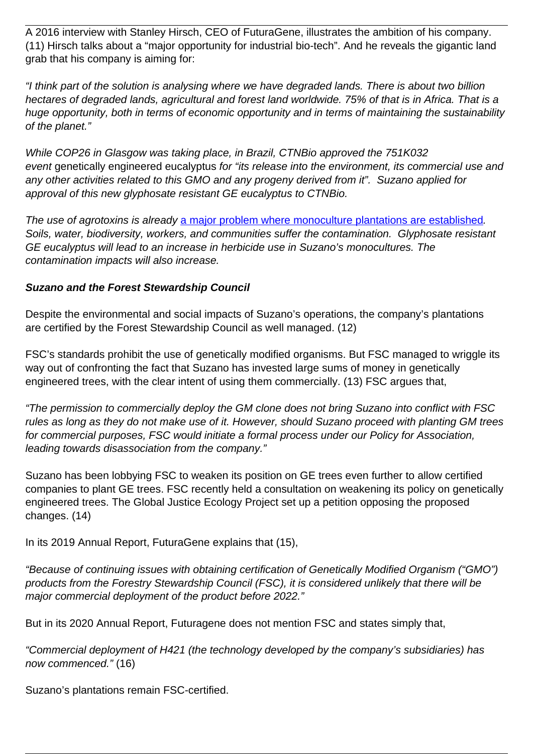A 2016 interview with Stanley Hirsch, CEO of FuturaGene, illustrates the ambition of his company. (11) Hirsch talks about a "major opportunity for industrial bio-tech". And he reveals the gigantic land grab that his company is aiming for:

*"I think part of the solution is analysing where we have degraded lands. There is about two billion hectares of degraded lands, agricultural and forest land worldwide. 75% of that is in Africa. That is a huge opportunity, both in terms of economic opportunity and in terms of maintaining the sustainability of the planet."*

*While COP26 in Glasgow was taking place, in Brazil, CTNBio approved the 751K032 event* genetically engineered eucalyptus *for "its release into the environment, its commercial use and any other activities related to this GMO and any progeny derived from it". Suzano applied for approval of this new glyphosate resistant GE eucalyptus to CTNBio.*

*The use of agrotoxins is already* [a major problem where monoculture plantations are established](#)*. Soils, water, biodiversity, workers, and communities suffer the contamination. Glyphosate resistant GE eucalyptus will lead to an increase in herbicide use in Suzano's monocultures. The contamination impacts will also increase.*

***Suzano and the Forest Stewardship Council***

Despite the environmental and social impacts of Suzano's operations, the company's plantations are certified by the Forest Stewardship Council as well managed. (12)

FSC's standards prohibit the use of genetically modified organisms. But FSC managed to wriggle its way out of confronting the fact that Suzano has invested large sums of money in genetically engineered trees, with the clear intent of using them commercially. (13) FSC argues that,

*"The permission to commercially deploy the GM clone does not bring Suzano into conflict with FSC rules as long as they do not make use of it. However, should Suzano proceed with planting GM trees for commercial purposes, FSC would initiate a formal process under our Policy for Association, leading towards disassociation from the company."*

Suzano has been lobbying FSC to weaken its position on GE trees even further to allow certified companies to plant GE trees. FSC recently held a consultation on weakening its policy on genetically engineered trees. The Global Justice Ecology Project set up a petition opposing the proposed changes. (14)

In its 2019 Annual Report, FuturaGene explains that (15),

*"Because of continuing issues with obtaining certification of Genetically Modified Organism ("GMO") products from the Forestry Stewardship Council (FSC), it is considered unlikely that there will be major commercial deployment of the product before 2022."*

But in its 2020 Annual Report, Futuragene does not mention FSC and states simply that,

*"Commercial deployment of H421 (the technology developed by the company's subsidiaries) has now commenced."* (16)

Suzano's plantations remain FSC-certified.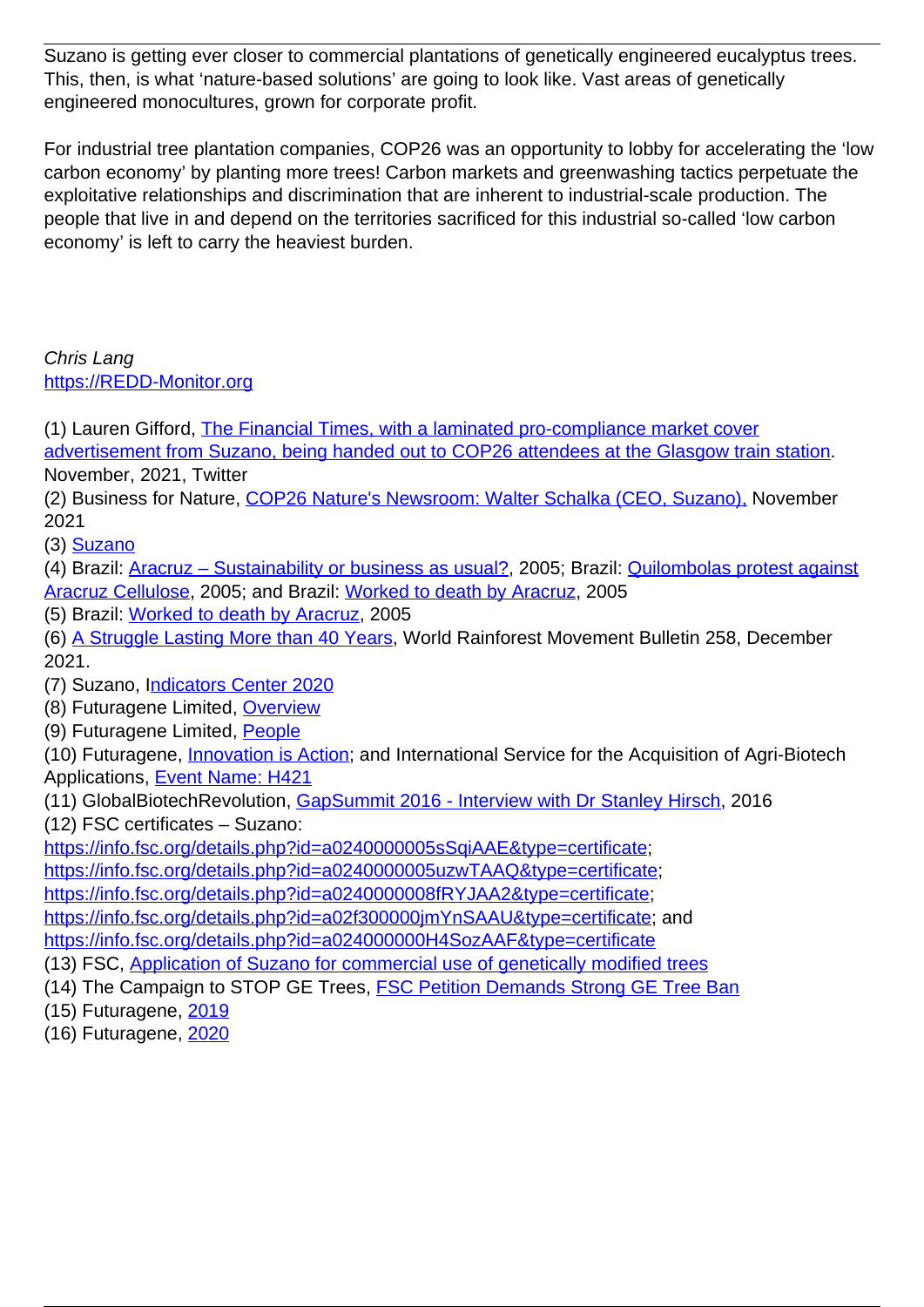Suzano is getting ever closer to commercial plantations of genetically engineered eucalyptus trees. This, then, is what 'nature-based solutions' are going to look like. Vast areas of genetically engineered monocultures, grown for corporate profit.

For industrial tree plantation companies, COP26 was an opportunity to lobby for accelerating the 'low carbon economy' by planting more trees! Carbon markets and greenwashing tactics perpetuate the exploitative relationships and discrimination that are inherent to industrial-scale production. The people that live in and depend on the territories sacrificed for this industrial so-called 'low carbon economy' is left to carry the heaviest burden.

*Chris Lang*
https://REDD-Monitor.org

(1) Lauren Gifford, The Financial Times, with a laminated pro-compliance market cover advertisement from Suzano, being handed out to COP26 attendees at the Glasgow train station. November, 2021, Twitter
(2) Business for Nature, COP26 Nature's Newsroom: Walter Schalka (CEO, Suzano), November 2021
(3) Suzano
(4) Brazil: Aracruz – Sustainability or business as usual?, 2005; Brazil: Quilombolas protest against Aracruz Cellulose, 2005; and Brazil: Worked to death by Aracruz, 2005
(5) Brazil: Worked to death by Aracruz, 2005
(6) A Struggle Lasting More than 40 Years, World Rainforest Movement Bulletin 258, December 2021.
(7) Suzano, Indicators Center 2020
(8) Futuragene Limited, Overview
(9) Futuragene Limited, People
(10) Futuragene, Innovation is Action; and International Service for the Acquisition of Agri-Biotech Applications, Event Name: H421
(11) GlobalBiotechRevolution, GapSummit 2016 - Interview with Dr Stanley Hirsch, 2016
(12) FSC certificates – Suzano:
https://info.fsc.org/details.php?id=a0240000005sSqiAAE&type=certificate;
https://info.fsc.org/details.php?id=a0240000005uzwTAAQ&type=certificate;
https://info.fsc.org/details.php?id=a0240000008fRYJAA2&type=certificate;
https://info.fsc.org/details.php?id=a02f300000jmYnSAAU&type=certificate; and
https://info.fsc.org/details.php?id=a024000000H4SozAAF&type=certificate
(13) FSC, Application of Suzano for commercial use of genetically modified trees
(14) The Campaign to STOP GE Trees, FSC Petition Demands Strong GE Tree Ban
(15) Futuragene, 2019
(16) Futuragene, 2020